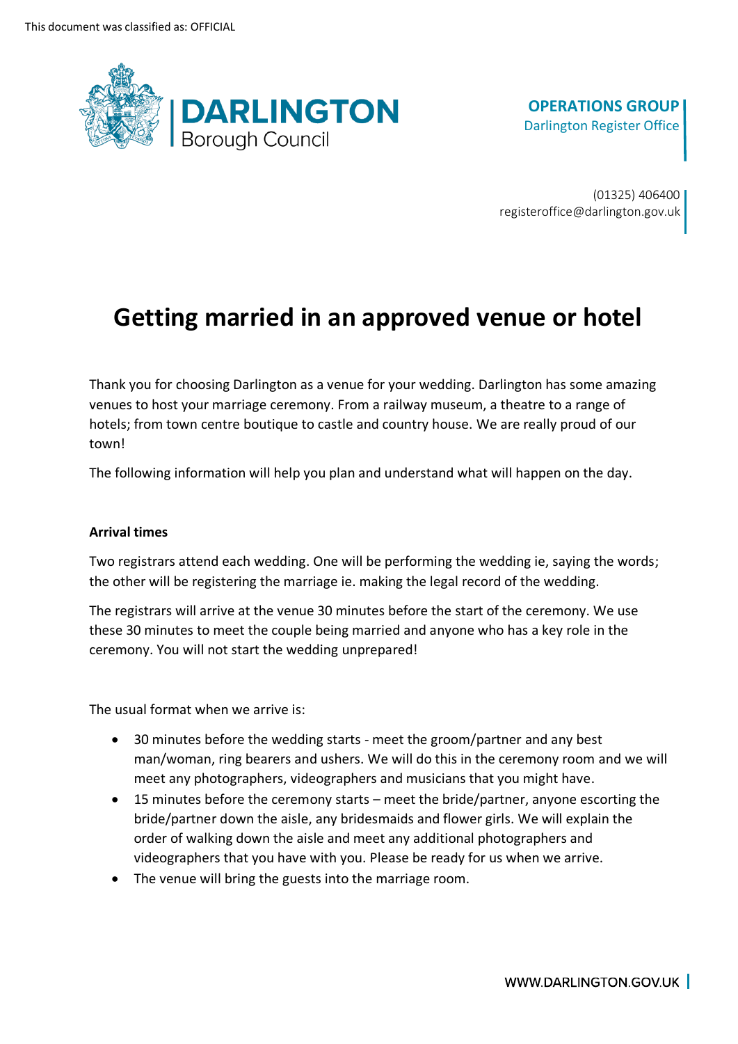This document was classified as: OFFICIAL

**DARLINGTON** Borough Council

**OPERATIONS GROUP**
Darlington Register Office

(01325) 406400
registeroffice@darlington.gov.uk

# Getting married in an approved venue or hotel

Thank you for choosing Darlington as a venue for your wedding. Darlington has some amazing venues to host your marriage ceremony. From a railway museum, a theatre to a range of hotels; from town centre boutique to castle and country house. We are really proud of our town!

The following information will help you plan and understand what will happen on the day.

**Arrival times**

Two registrars attend each wedding. One will be performing the wedding ie, saying the words; the other will be registering the marriage ie. making the legal record of the wedding.

The registrars will arrive at the venue 30 minutes before the start of the ceremony. We use these 30 minutes to meet the couple being married and anyone who has a key role in the ceremony. You will not start the wedding unprepared!

The usual format when we arrive is:

- 30 minutes before the wedding starts - meet the groom/partner and any best man/woman, ring bearers and ushers. We will do this in the ceremony room and we will meet any photographers, videographers and musicians that you might have.
- 15 minutes before the ceremony starts – meet the bride/partner, anyone escorting the bride/partner down the aisle, any bridesmaids and flower girls. We will explain the order of walking down the aisle and meet any additional photographers and videographers that you have with you. Please be ready for us when we arrive.
- The venue will bring the guests into the marriage room.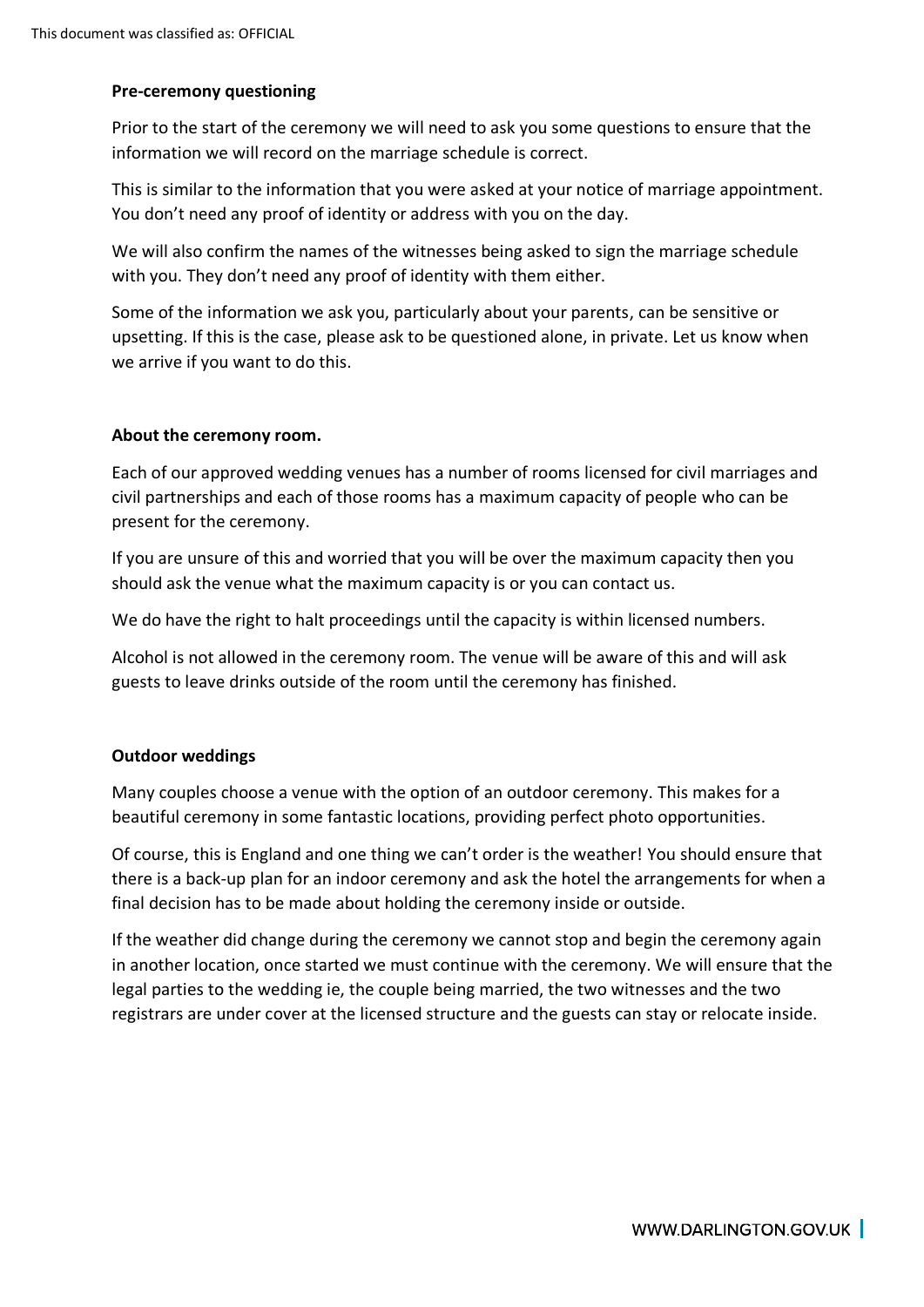**Pre-ceremony questioning**

Prior to the start of the ceremony we will need to ask you some questions to ensure that the information we will record on the marriage schedule is correct.

This is similar to the information that you were asked at your notice of marriage appointment. You don't need any proof of identity or address with you on the day.

We will also confirm the names of the witnesses being asked to sign the marriage schedule with you. They don't need any proof of identity with them either.

Some of the information we ask you, particularly about your parents, can be sensitive or upsetting. If this is the case, please ask to be questioned alone, in private. Let us know when we arrive if you want to do this.

**About the ceremony room.**

Each of our approved wedding venues has a number of rooms licensed for civil marriages and civil partnerships and each of those rooms has a maximum capacity of people who can be present for the ceremony.

If you are unsure of this and worried that you will be over the maximum capacity then you should ask the venue what the maximum capacity is or you can contact us.

We do have the right to halt proceedings until the capacity is within licensed numbers.

Alcohol is not allowed in the ceremony room. The venue will be aware of this and will ask guests to leave drinks outside of the room until the ceremony has finished.

**Outdoor weddings**

Many couples choose a venue with the option of an outdoor ceremony. This makes for a beautiful ceremony in some fantastic locations, providing perfect photo opportunities.

Of course, this is England and one thing we can't order is the weather! You should ensure that there is a back-up plan for an indoor ceremony and ask the hotel the arrangements for when a final decision has to be made about holding the ceremony inside or outside.

If the weather did change during the ceremony we cannot stop and begin the ceremony again in another location, once started we must continue with the ceremony. We will ensure that the legal parties to the wedding ie, the couple being married, the two witnesses and the two registrars are under cover at the licensed structure and the guests can stay or relocate inside.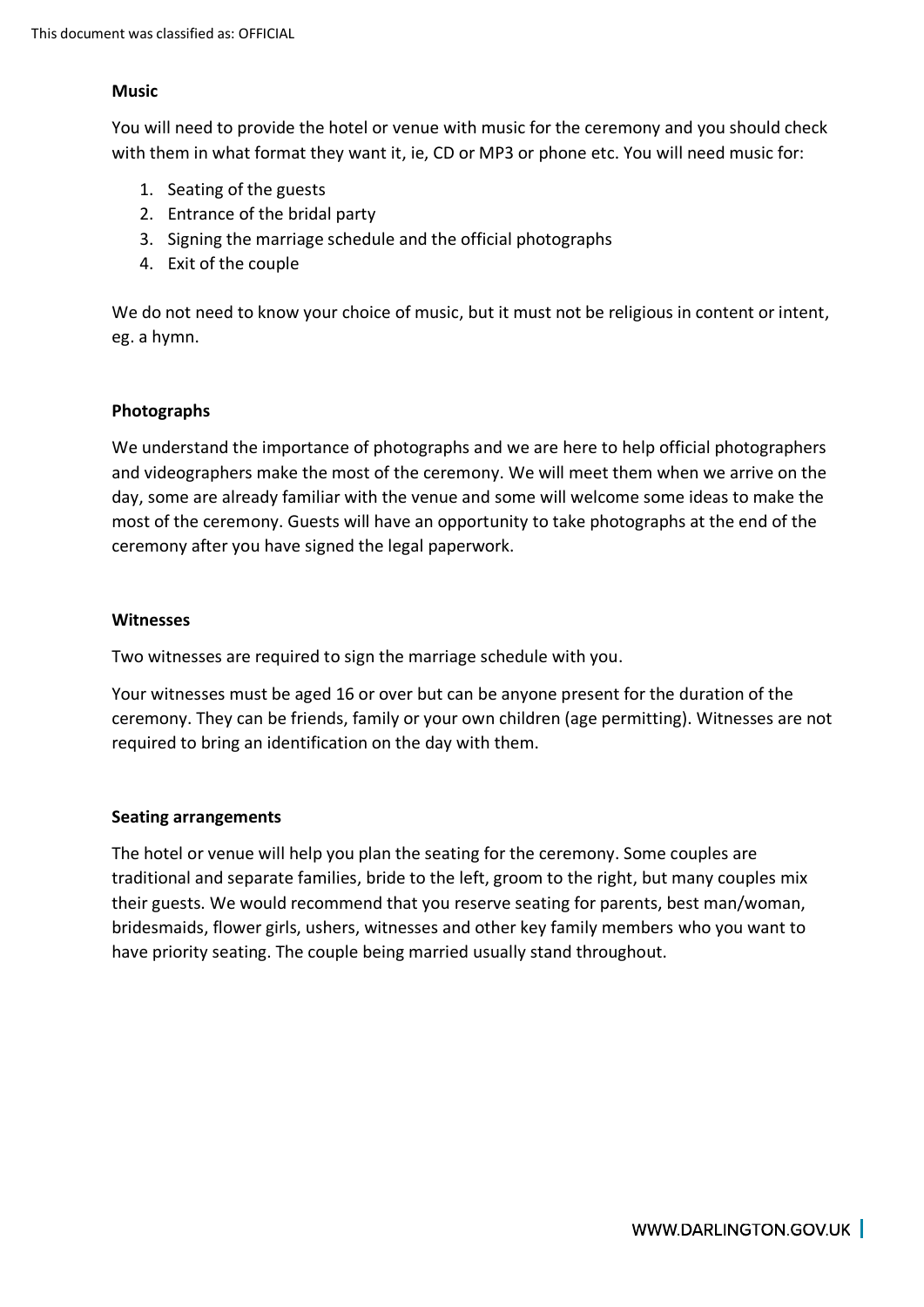**Music**

You will need to provide the hotel or venue with music for the ceremony and you should check with them in what format they want it, ie, CD or MP3 or phone etc. You will need music for:

1. Seating of the guests
2. Entrance of the bridal party
3. Signing the marriage schedule and the official photographs
4. Exit of the couple

We do not need to know your choice of music, but it must not be religious in content or intent, eg. a hymn.

**Photographs**

We understand the importance of photographs and we are here to help official photographers and videographers make the most of the ceremony. We will meet them when we arrive on the day, some are already familiar with the venue and some will welcome some ideas to make the most of the ceremony. Guests will have an opportunity to take photographs at the end of the ceremony after you have signed the legal paperwork.

**Witnesses**

Two witnesses are required to sign the marriage schedule with you.

Your witnesses must be aged 16 or over but can be anyone present for the duration of the ceremony. They can be friends, family or your own children (age permitting). Witnesses are not required to bring an identification on the day with them.

**Seating arrangements**

The hotel or venue will help you plan the seating for the ceremony. Some couples are traditional and separate families, bride to the left, groom to the right, but many couples mix their guests. We would recommend that you reserve seating for parents, best man/woman, bridesmaids, flower girls, ushers, witnesses and other key family members who you want to have priority seating. The couple being married usually stand throughout.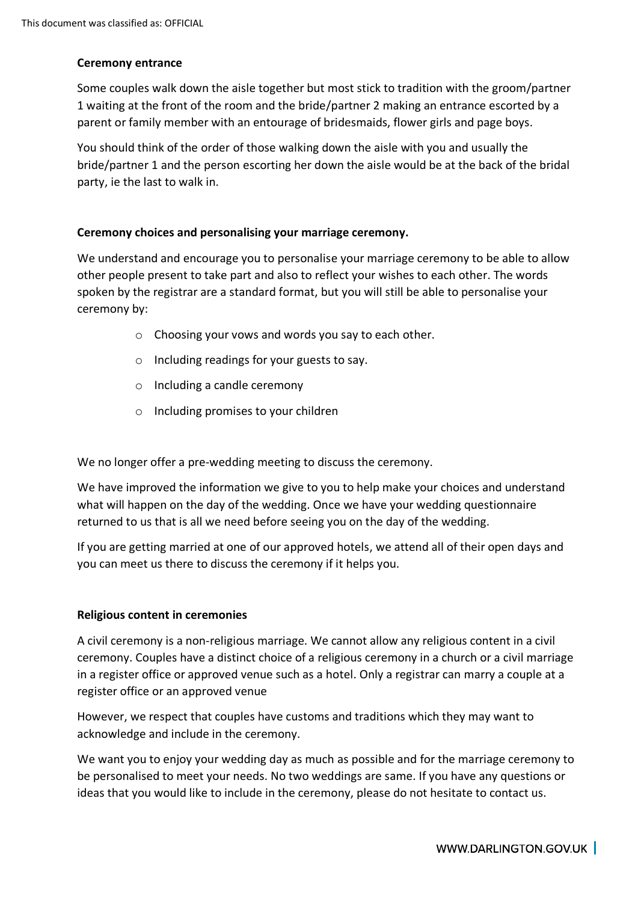**Ceremony entrance**

Some couples walk down the aisle together but most stick to tradition with the groom/partner 1 waiting at the front of the room and the bride/partner 2 making an entrance escorted by a parent or family member with an entourage of bridesmaids, flower girls and page boys.

You should think of the order of those walking down the aisle with you and usually the bride/partner 1 and the person escorting her down the aisle would be at the back of the bridal party, ie the last to walk in.

**Ceremony choices and personalising your marriage ceremony.**

We understand and encourage you to personalise your marriage ceremony to be able to allow other people present to take part and also to reflect your wishes to each other. The words spoken by the registrar are a standard format, but you will still be able to personalise your ceremony by:

- Choosing your vows and words you say to each other.
- Including readings for your guests to say.
- Including a candle ceremony
- Including promises to your children

We no longer offer a pre-wedding meeting to discuss the ceremony.

We have improved the information we give to you to help make your choices and understand what will happen on the day of the wedding. Once we have your wedding questionnaire returned to us that is all we need before seeing you on the day of the wedding.

If you are getting married at one of our approved hotels, we attend all of their open days and you can meet us there to discuss the ceremony if it helps you.

**Religious content in ceremonies**

A civil ceremony is a non-religious marriage. We cannot allow any religious content in a civil ceremony. Couples have a distinct choice of a religious ceremony in a church or a civil marriage in a register office or approved venue such as a hotel. Only a registrar can marry a couple at a register office or an approved venue

However, we respect that couples have customs and traditions which they may want to acknowledge and include in the ceremony.

We want you to enjoy your wedding day as much as possible and for the marriage ceremony to be personalised to meet your needs. No two weddings are same. If you have any questions or ideas that you would like to include in the ceremony, please do not hesitate to contact us.